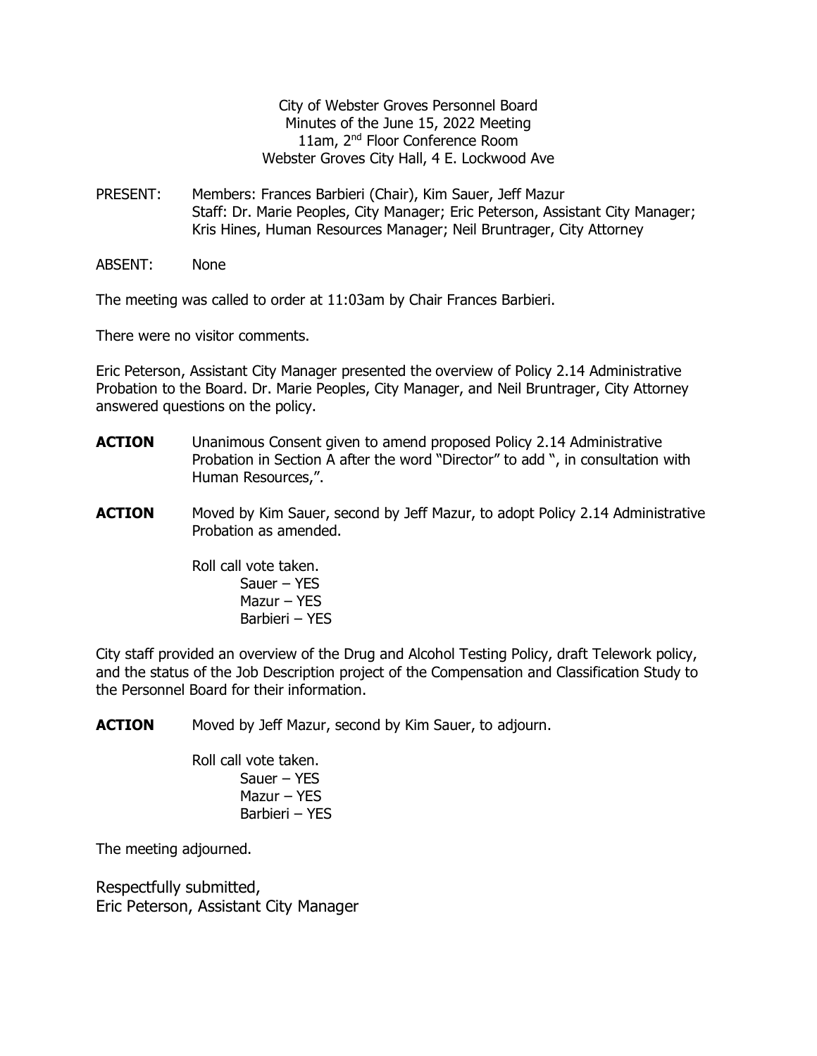City of Webster Groves Personnel Board
Minutes of the June 15, 2022 Meeting
11am, 2nd Floor Conference Room
Webster Groves City Hall, 4 E. Lockwood Ave

PRESENT: Members: Frances Barbieri (Chair), Kim Sauer, Jeff Mazur
Staff: Dr. Marie Peoples, City Manager; Eric Peterson, Assistant City Manager; Kris Hines, Human Resources Manager; Neil Bruntrager, City Attorney

ABSENT: None

The meeting was called to order at 11:03am by Chair Frances Barbieri.

There were no visitor comments.

Eric Peterson, Assistant City Manager presented the overview of Policy 2.14 Administrative Probation to the Board. Dr. Marie Peoples, City Manager, and Neil Bruntrager, City Attorney answered questions on the policy.

**ACTION** Unanimous Consent given to amend proposed Policy 2.14 Administrative Probation in Section A after the word "Director" to add ", in consultation with Human Resources,".

**ACTION** Moved by Kim Sauer, second by Jeff Mazur, to adopt Policy 2.14 Administrative Probation as amended.

Roll call vote taken.
Sauer – YES
Mazur – YES
Barbieri – YES

City staff provided an overview of the Drug and Alcohol Testing Policy, draft Telework policy, and the status of the Job Description project of the Compensation and Classification Study to the Personnel Board for their information.

**ACTION** Moved by Jeff Mazur, second by Kim Sauer, to adjourn.

Roll call vote taken.
Sauer – YES
Mazur – YES
Barbieri – YES

The meeting adjourned.

Respectfully submitted,
Eric Peterson, Assistant City Manager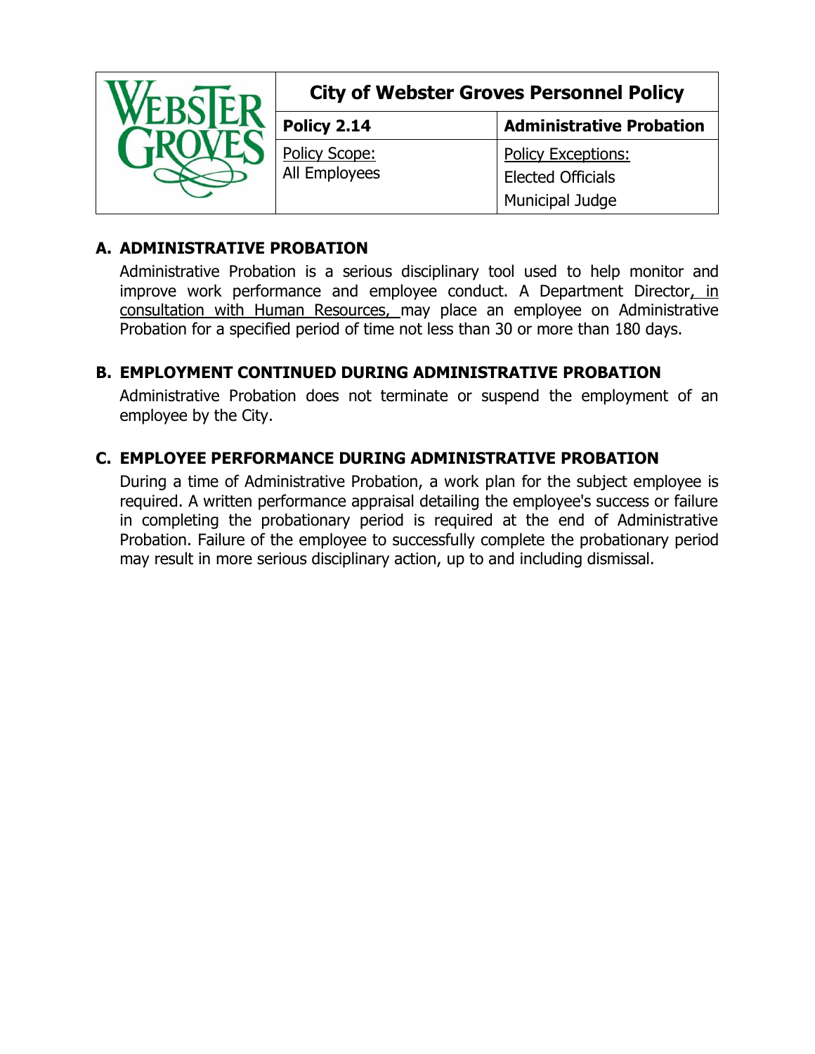| | City of Webster Groves Personnel Policy | |
|---|---|---|
| | **Policy 2.14** | **Administrative Probation** |
| | Policy Scope:<br>All Employees | Policy Exceptions:<br>Elected Officials<br>Municipal Judge |

## A. ADMINISTRATIVE PROBATION

Administrative Probation is a serious disciplinary tool used to help monitor and improve work performance and employee conduct. A Department Director, in consultation with Human Resources, may place an employee on Administrative Probation for a specified period of time not less than 30 or more than 180 days.

## B. EMPLOYMENT CONTINUED DURING ADMINISTRATIVE PROBATION

Administrative Probation does not terminate or suspend the employment of an employee by the City.

## C. EMPLOYEE PERFORMANCE DURING ADMINISTRATIVE PROBATION

During a time of Administrative Probation, a work plan for the subject employee is required. A written performance appraisal detailing the employee's success or failure in completing the probationary period is required at the end of Administrative Probation. Failure of the employee to successfully complete the probationary period may result in more serious disciplinary action, up to and including dismissal.